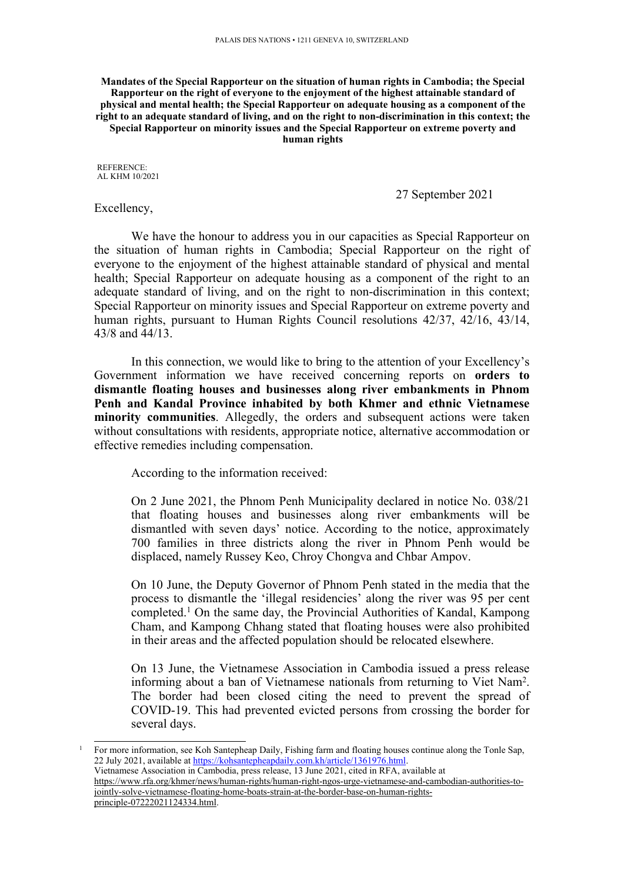PALAIS DES NATIONS • 1211 GENEVA 10, SWITZERLAND

**Mandates of the Special Rapporteur on the situation of human rights in Cambodia; the Special Rapporteur on the right of everyone to the enjoyment of the highest attainable standard of physical and mental health; the Special Rapporteur on adequate housing as a component of the right to an adequate standard of living, and on the right to non-discrimination in this context; the Special Rapporteur on minority issues and the Special Rapporteur on extreme poverty and human rights**

REFERENCE:
AL KHM 10/2021

27 September 2021

Excellency,

We have the honour to address you in our capacities as Special Rapporteur on the situation of human rights in Cambodia; Special Rapporteur on the right of everyone to the enjoyment of the highest attainable standard of physical and mental health; Special Rapporteur on adequate housing as a component of the right to an adequate standard of living, and on the right to non-discrimination in this context; Special Rapporteur on minority issues and Special Rapporteur on extreme poverty and human rights, pursuant to Human Rights Council resolutions 42/37, 42/16, 43/14, 43/8 and 44/13.

In this connection, we would like to bring to the attention of your Excellency's Government information we have received concerning reports on **orders to dismantle floating houses and businesses along river embankments in Phnom Penh and Kandal Province inhabited by both Khmer and ethnic Vietnamese minority communities**. Allegedly, the orders and subsequent actions were taken without consultations with residents, appropriate notice, alternative accommodation or effective remedies including compensation.

According to the information received:

> On 2 June 2021, the Phnom Penh Municipality declared in notice No. 038/21 that floating houses and businesses along river embankments will be dismantled with seven days' notice. According to the notice, approximately 700 families in three districts along the river in Phnom Penh would be displaced, namely Russey Keo, Chroy Chongva and Chbar Ampov.
>
> On 10 June, the Deputy Governor of Phnom Penh stated in the media that the process to dismantle the 'illegal residencies' along the river was 95 per cent completed.[1] On the same day, the Provincial Authorities of Kandal, Kampong Cham, and Kampong Chhang stated that floating houses were also prohibited in their areas and the affected population should be relocated elsewhere.
>
> On 13 June, the Vietnamese Association in Cambodia issued a press release informing about a ban of Vietnamese nationals from returning to Viet Nam[2]. The border had been closed citing the need to prevent the spread of COVID-19. This had prevented evicted persons from crossing the border for several days.

[1] For more information, see Koh Santepheap Daily, Fishing farm and floating houses continue along the Tonle Sap, 22 July 2021, available at https://kohsantepheapdaily.com.kh/article/1361976.html.
Vietnamese Association in Cambodia, press release, 13 June 2021, cited in RFA, available at https://www.rfa.org/khmer/news/human-rights/human-right-ngos-urge-vietnamese-and-cambodian-authorities-to-jointly-solve-vietnamese-floating-home-boats-strain-at-the-border-base-on-human-rights-principle-07222021124334.html.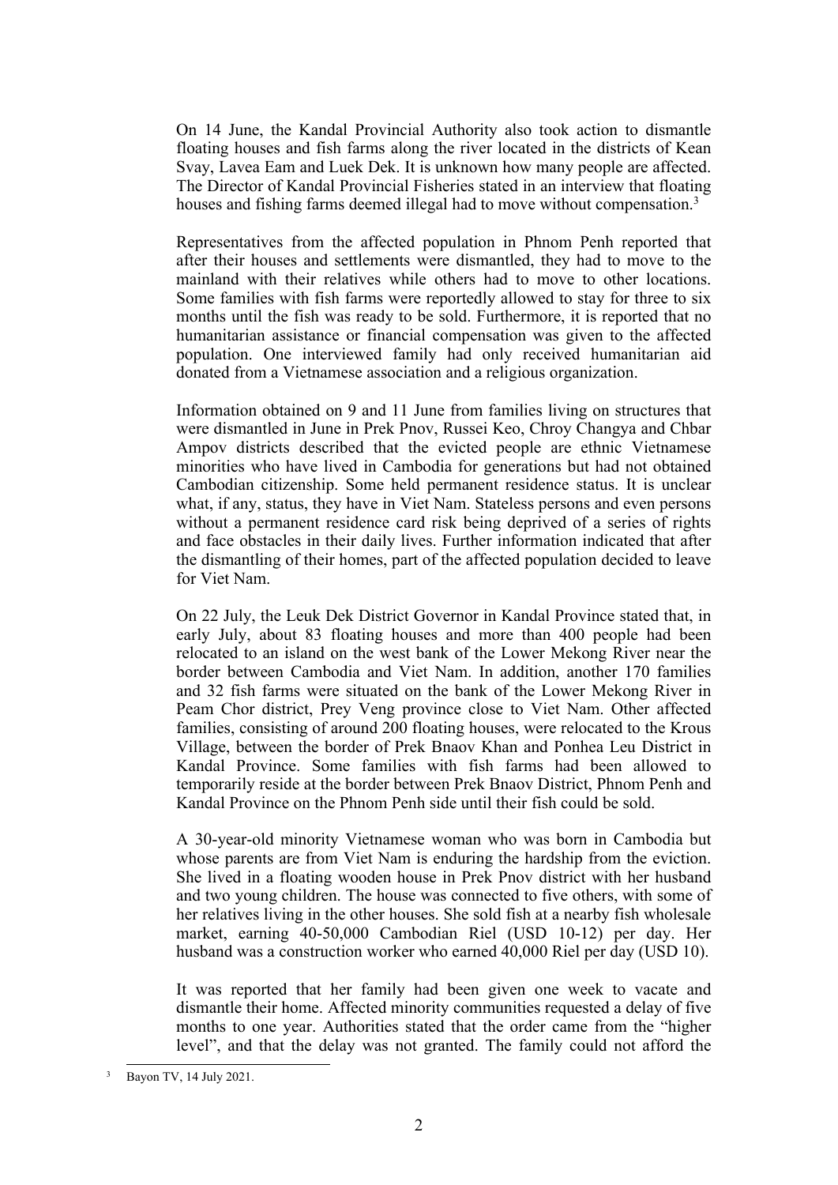On 14 June, the Kandal Provincial Authority also took action to dismantle floating houses and fish farms along the river located in the districts of Kean Svay, Lavea Eam and Luek Dek. It is unknown how many people are affected. The Director of Kandal Provincial Fisheries stated in an interview that floating houses and fishing farms deemed illegal had to move without compensation.[3]

Representatives from the affected population in Phnom Penh reported that after their houses and settlements were dismantled, they had to move to the mainland with their relatives while others had to move to other locations. Some families with fish farms were reportedly allowed to stay for three to six months until the fish was ready to be sold. Furthermore, it is reported that no humanitarian assistance or financial compensation was given to the affected population. One interviewed family had only received humanitarian aid donated from a Vietnamese association and a religious organization.

Information obtained on 9 and 11 June from families living on structures that were dismantled in June in Prek Pnov, Russei Keo, Chroy Changya and Chbar Ampov districts described that the evicted people are ethnic Vietnamese minorities who have lived in Cambodia for generations but had not obtained Cambodian citizenship. Some held permanent residence status. It is unclear what, if any, status, they have in Viet Nam. Stateless persons and even persons without a permanent residence card risk being deprived of a series of rights and face obstacles in their daily lives. Further information indicated that after the dismantling of their homes, part of the affected population decided to leave for Viet Nam.

On 22 July, the Leuk Dek District Governor in Kandal Province stated that, in early July, about 83 floating houses and more than 400 people had been relocated to an island on the west bank of the Lower Mekong River near the border between Cambodia and Viet Nam. In addition, another 170 families and 32 fish farms were situated on the bank of the Lower Mekong River in Peam Chor district, Prey Veng province close to Viet Nam. Other affected families, consisting of around 200 floating houses, were relocated to the Krous Village, between the border of Prek Bnaov Khan and Ponhea Leu District in Kandal Province. Some families with fish farms had been allowed to temporarily reside at the border between Prek Bnaov District, Phnom Penh and Kandal Province on the Phnom Penh side until their fish could be sold.

A 30-year-old minority Vietnamese woman who was born in Cambodia but whose parents are from Viet Nam is enduring the hardship from the eviction. She lived in a floating wooden house in Prek Pnov district with her husband and two young children. The house was connected to five others, with some of her relatives living in the other houses. She sold fish at a nearby fish wholesale market, earning 40-50,000 Cambodian Riel (USD 10-12) per day. Her husband was a construction worker who earned 40,000 Riel per day (USD 10).

It was reported that her family had been given one week to vacate and dismantle their home. Affected minority communities requested a delay of five months to one year. Authorities stated that the order came from the "higher level", and that the delay was not granted. The family could not afford the

---

[3] Bayon TV, 14 July 2021.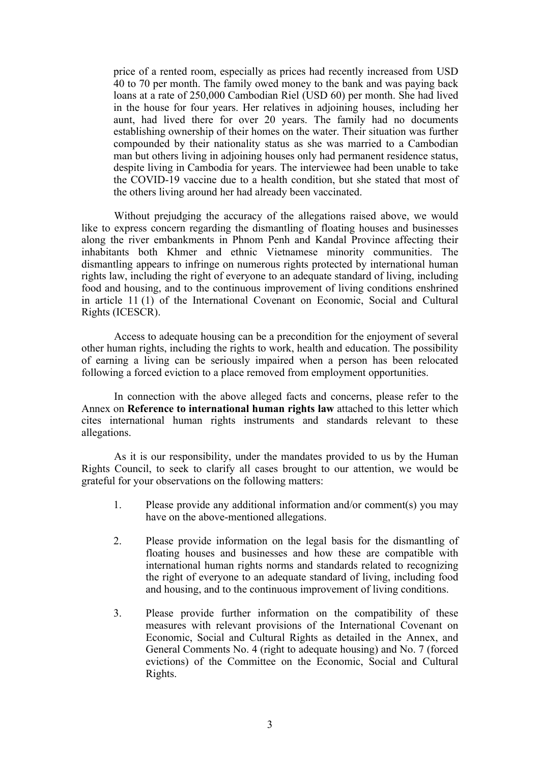price of a rented room, especially as prices had recently increased from USD 40 to 70 per month. The family owed money to the bank and was paying back loans at a rate of 250,000 Cambodian Riel (USD 60) per month. She had lived in the house for four years. Her relatives in adjoining houses, including her aunt, had lived there for over 20 years. The family had no documents establishing ownership of their homes on the water. Their situation was further compounded by their nationality status as she was married to a Cambodian man but others living in adjoining houses only had permanent residence status, despite living in Cambodia for years. The interviewee had been unable to take the COVID-19 vaccine due to a health condition, but she stated that most of the others living around her had already been vaccinated.

Without prejudging the accuracy of the allegations raised above, we would like to express concern regarding the dismantling of floating houses and businesses along the river embankments in Phnom Penh and Kandal Province affecting their inhabitants both Khmer and ethnic Vietnamese minority communities. The dismantling appears to infringe on numerous rights protected by international human rights law, including the right of everyone to an adequate standard of living, including food and housing, and to the continuous improvement of living conditions enshrined in article 11 (1) of the International Covenant on Economic, Social and Cultural Rights (ICESCR).

Access to adequate housing can be a precondition for the enjoyment of several other human rights, including the rights to work, health and education. The possibility of earning a living can be seriously impaired when a person has been relocated following a forced eviction to a place removed from employment opportunities.

In connection with the above alleged facts and concerns, please refer to the Annex on **Reference to international human rights law** attached to this letter which cites international human rights instruments and standards relevant to these allegations.

As it is our responsibility, under the mandates provided to us by the Human Rights Council, to seek to clarify all cases brought to our attention, we would be grateful for your observations on the following matters:

1. Please provide any additional information and/or comment(s) you may have on the above-mentioned allegations.

2. Please provide information on the legal basis for the dismantling of floating houses and businesses and how these are compatible with international human rights norms and standards related to recognizing the right of everyone to an adequate standard of living, including food and housing, and to the continuous improvement of living conditions.

3. Please provide further information on the compatibility of these measures with relevant provisions of the International Covenant on Economic, Social and Cultural Rights as detailed in the Annex, and General Comments No. 4 (right to adequate housing) and No. 7 (forced evictions) of the Committee on the Economic, Social and Cultural Rights.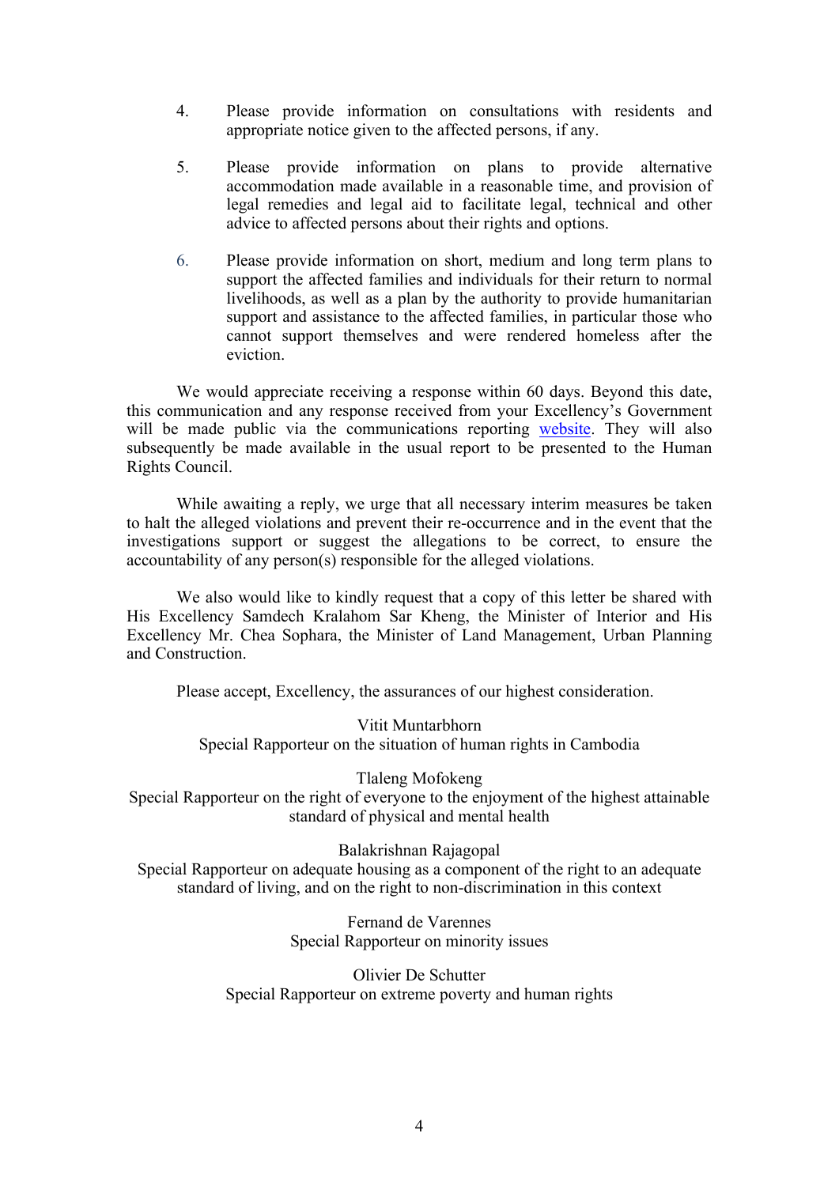4. Please provide information on consultations with residents and appropriate notice given to the affected persons, if any.

5. Please provide information on plans to provide alternative accommodation made available in a reasonable time, and provision of legal remedies and legal aid to facilitate legal, technical and other advice to affected persons about their rights and options.

6. Please provide information on short, medium and long term plans to support the affected families and individuals for their return to normal livelihoods, as well as a plan by the authority to provide humanitarian support and assistance to the affected families, in particular those who cannot support themselves and were rendered homeless after the eviction.

We would appreciate receiving a response within 60 days. Beyond this date, this communication and any response received from your Excellency's Government will be made public via the communications reporting website. They will also subsequently be made available in the usual report to be presented to the Human Rights Council.

While awaiting a reply, we urge that all necessary interim measures be taken to halt the alleged violations and prevent their re-occurrence and in the event that the investigations support or suggest the allegations to be correct, to ensure the accountability of any person(s) responsible for the alleged violations.

We also would like to kindly request that a copy of this letter be shared with His Excellency Samdech Kralahom Sar Kheng, the Minister of Interior and His Excellency Mr. Chea Sophara, the Minister of Land Management, Urban Planning and Construction.

Please accept, Excellency, the assurances of our highest consideration.

Vitit Muntarbhorn
Special Rapporteur on the situation of human rights in Cambodia

Tlaleng Mofokeng
Special Rapporteur on the right of everyone to the enjoyment of the highest attainable standard of physical and mental health

Balakrishnan Rajagopal
Special Rapporteur on adequate housing as a component of the right to an adequate standard of living, and on the right to non-discrimination in this context

Fernand de Varennes
Special Rapporteur on minority issues

Olivier De Schutter
Special Rapporteur on extreme poverty and human rights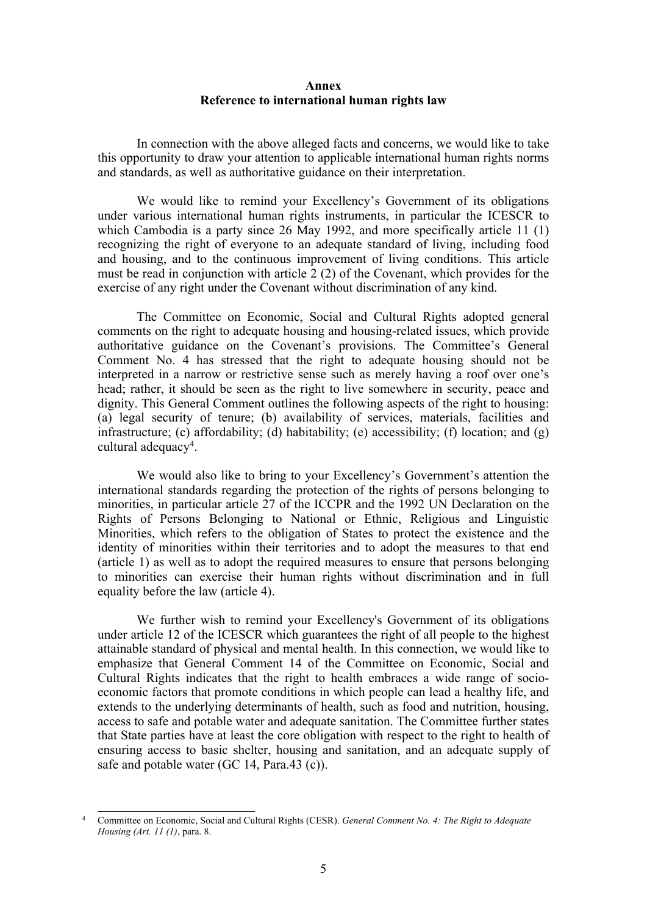## Annex
## Reference to international human rights law

In connection with the above alleged facts and concerns, we would like to take this opportunity to draw your attention to applicable international human rights norms and standards, as well as authoritative guidance on their interpretation.

We would like to remind your Excellency's Government of its obligations under various international human rights instruments, in particular the ICESCR to which Cambodia is a party since 26 May 1992, and more specifically article 11 (1) recognizing the right of everyone to an adequate standard of living, including food and housing, and to the continuous improvement of living conditions. This article must be read in conjunction with article 2 (2) of the Covenant, which provides for the exercise of any right under the Covenant without discrimination of any kind.

The Committee on Economic, Social and Cultural Rights adopted general comments on the right to adequate housing and housing-related issues, which provide authoritative guidance on the Covenant's provisions. The Committee's General Comment No. 4 has stressed that the right to adequate housing should not be interpreted in a narrow or restrictive sense such as merely having a roof over one's head; rather, it should be seen as the right to live somewhere in security, peace and dignity. This General Comment outlines the following aspects of the right to housing: (a) legal security of tenure; (b) availability of services, materials, facilities and infrastructure; (c) affordability; (d) habitability; (e) accessibility; (f) location; and (g) cultural adequacy[4].

We would also like to bring to your Excellency's Government's attention the international standards regarding the protection of the rights of persons belonging to minorities, in particular article 27 of the ICCPR and the 1992 UN Declaration on the Rights of Persons Belonging to National or Ethnic, Religious and Linguistic Minorities, which refers to the obligation of States to protect the existence and the identity of minorities within their territories and to adopt the measures to that end (article 1) as well as to adopt the required measures to ensure that persons belonging to minorities can exercise their human rights without discrimination and in full equality before the law (article 4).

We further wish to remind your Excellency's Government of its obligations under article 12 of the ICESCR which guarantees the right of all people to the highest attainable standard of physical and mental health. In this connection, we would like to emphasize that General Comment 14 of the Committee on Economic, Social and Cultural Rights indicates that the right to health embraces a wide range of socio-economic factors that promote conditions in which people can lead a healthy life, and extends to the underlying determinants of health, such as food and nutrition, housing, access to safe and potable water and adequate sanitation. The Committee further states that State parties have at least the core obligation with respect to the right to health of ensuring access to basic shelter, housing and sanitation, and an adequate supply of safe and potable water (GC 14, Para.43 (c)).

---

[4] Committee on Economic, Social and Cultural Rights (CESR). *General Comment No. 4: The Right to Adequate Housing (Art. 11 (1)*, para. 8.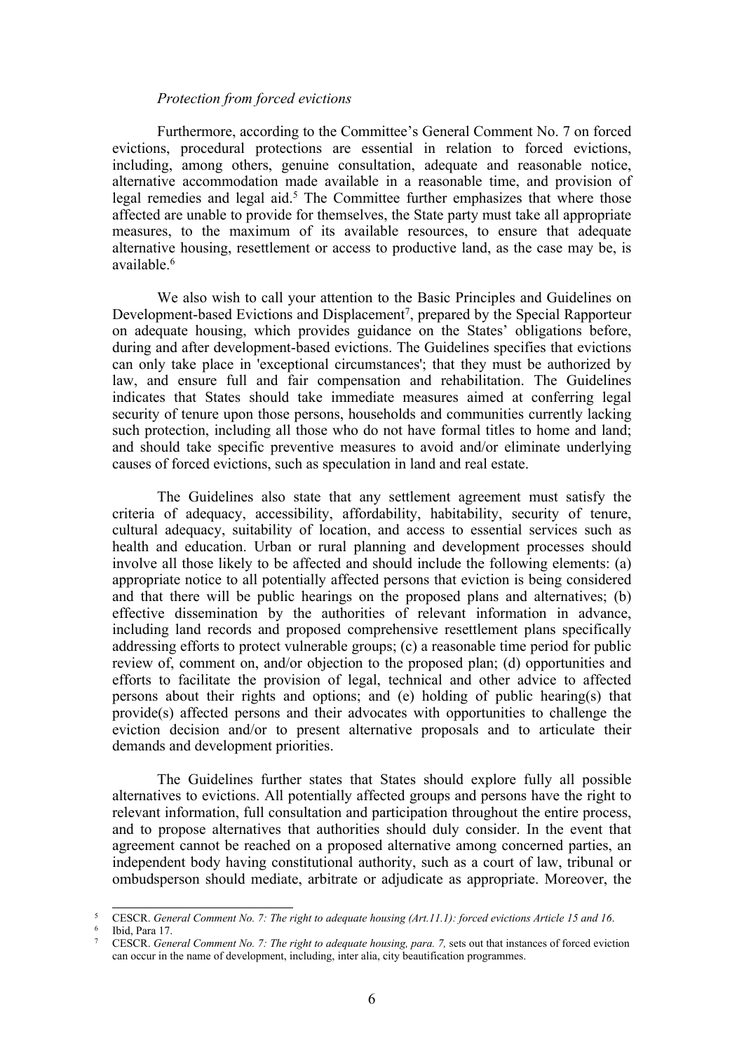*Protection from forced evictions*

Furthermore, according to the Committee's General Comment No. 7 on forced evictions, procedural protections are essential in relation to forced evictions, including, among others, genuine consultation, adequate and reasonable notice, alternative accommodation made available in a reasonable time, and provision of legal remedies and legal aid.[5] The Committee further emphasizes that where those affected are unable to provide for themselves, the State party must take all appropriate measures, to the maximum of its available resources, to ensure that adequate alternative housing, resettlement or access to productive land, as the case may be, is available.[6]

We also wish to call your attention to the Basic Principles and Guidelines on Development-based Evictions and Displacement[7], prepared by the Special Rapporteur on adequate housing, which provides guidance on the States' obligations before, during and after development-based evictions. The Guidelines specifies that evictions can only take place in 'exceptional circumstances'; that they must be authorized by law, and ensure full and fair compensation and rehabilitation. The Guidelines indicates that States should take immediate measures aimed at conferring legal security of tenure upon those persons, households and communities currently lacking such protection, including all those who do not have formal titles to home and land; and should take specific preventive measures to avoid and/or eliminate underlying causes of forced evictions, such as speculation in land and real estate.

The Guidelines also state that any settlement agreement must satisfy the criteria of adequacy, accessibility, affordability, habitability, security of tenure, cultural adequacy, suitability of location, and access to essential services such as health and education. Urban or rural planning and development processes should involve all those likely to be affected and should include the following elements: (a) appropriate notice to all potentially affected persons that eviction is being considered and that there will be public hearings on the proposed plans and alternatives; (b) effective dissemination by the authorities of relevant information in advance, including land records and proposed comprehensive resettlement plans specifically addressing efforts to protect vulnerable groups; (c) a reasonable time period for public review of, comment on, and/or objection to the proposed plan; (d) opportunities and efforts to facilitate the provision of legal, technical and other advice to affected persons about their rights and options; and (e) holding of public hearing(s) that provide(s) affected persons and their advocates with opportunities to challenge the eviction decision and/or to present alternative proposals and to articulate their demands and development priorities.

The Guidelines further states that States should explore fully all possible alternatives to evictions. All potentially affected groups and persons have the right to relevant information, full consultation and participation throughout the entire process, and to propose alternatives that authorities should duly consider. In the event that agreement cannot be reached on a proposed alternative among concerned parties, an independent body having constitutional authority, such as a court of law, tribunal or ombudsperson should mediate, arbitrate or adjudicate as appropriate. Moreover, the

---

[5] CESCR. *General Comment No. 7: The right to adequate housing (Art.11.1): forced evictions Article 15 and 16.*

[6] Ibid, Para 17.

[7] CESCR. *General Comment No. 7: The right to adequate housing, para. 7,* sets out that instances of forced eviction can occur in the name of development, including, inter alia, city beautification programmes.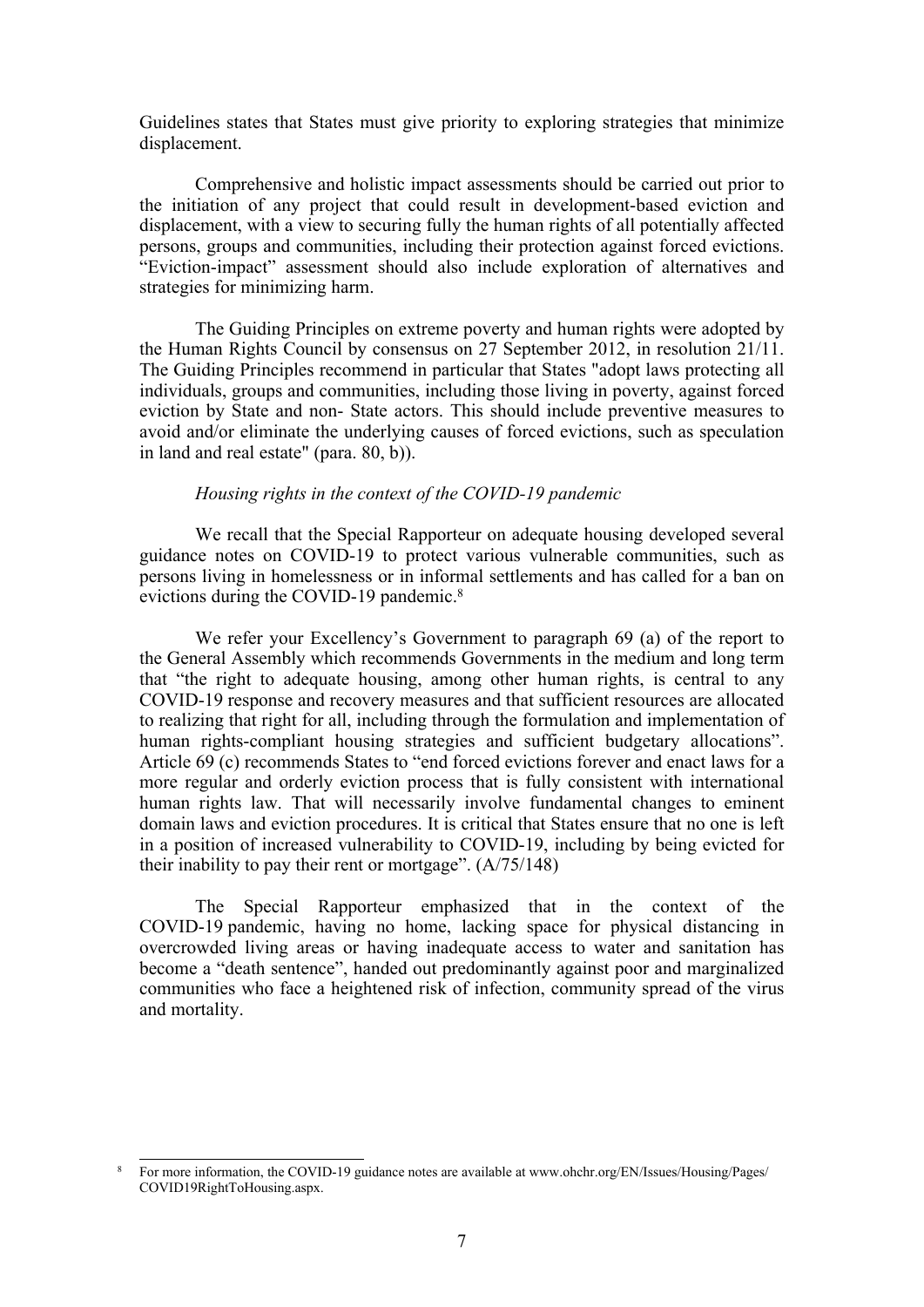Guidelines states that States must give priority to exploring strategies that minimize displacement.

Comprehensive and holistic impact assessments should be carried out prior to the initiation of any project that could result in development-based eviction and displacement, with a view to securing fully the human rights of all potentially affected persons, groups and communities, including their protection against forced evictions. "Eviction-impact" assessment should also include exploration of alternatives and strategies for minimizing harm.

The Guiding Principles on extreme poverty and human rights were adopted by the Human Rights Council by consensus on 27 September 2012, in resolution 21/11. The Guiding Principles recommend in particular that States "adopt laws protecting all individuals, groups and communities, including those living in poverty, against forced eviction by State and non- State actors. This should include preventive measures to avoid and/or eliminate the underlying causes of forced evictions, such as speculation in land and real estate" (para. 80, b)).

*Housing rights in the context of the COVID-19 pandemic*

We recall that the Special Rapporteur on adequate housing developed several guidance notes on COVID-19 to protect various vulnerable communities, such as persons living in homelessness or in informal settlements and has called for a ban on evictions during the COVID-19 pandemic.[8]

We refer your Excellency's Government to paragraph 69 (a) of the report to the General Assembly which recommends Governments in the medium and long term that "the right to adequate housing, among other human rights, is central to any COVID-19 response and recovery measures and that sufficient resources are allocated to realizing that right for all, including through the formulation and implementation of human rights-compliant housing strategies and sufficient budgetary allocations". Article 69 (c) recommends States to "end forced evictions forever and enact laws for a more regular and orderly eviction process that is fully consistent with international human rights law. That will necessarily involve fundamental changes to eminent domain laws and eviction procedures. It is critical that States ensure that no one is left in a position of increased vulnerability to COVID-19, including by being evicted for their inability to pay their rent or mortgage". (A/75/148)

The Special Rapporteur emphasized that in the context of the COVID-19 pandemic, having no home, lacking space for physical distancing in overcrowded living areas or having inadequate access to water and sanitation has become a "death sentence", handed out predominantly against poor and marginalized communities who face a heightened risk of infection, community spread of the virus and mortality.

---

[8] For more information, the COVID-19 guidance notes are available at www.ohchr.org/EN/Issues/Housing/Pages/COVID19RightToHousing.aspx.